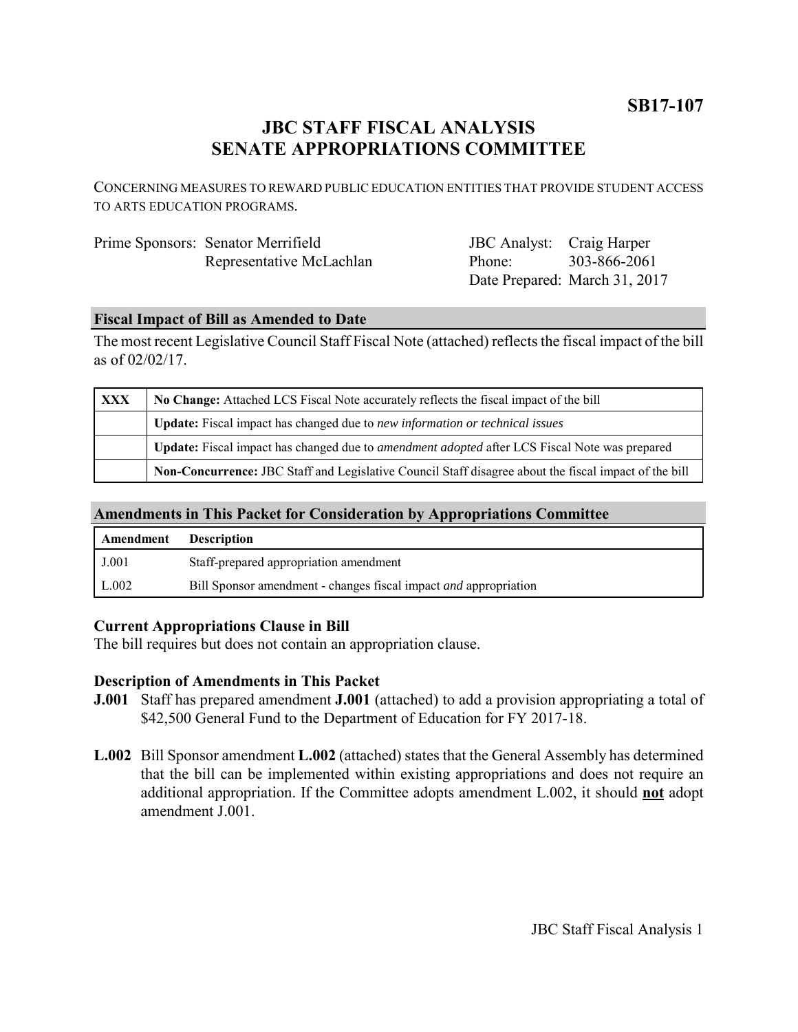**SB17-107**

# JBC STAFF FISCAL ANALYSIS
# SENATE APPROPRIATIONS COMMITTEE

CONCERNING MEASURES TO REWARD PUBLIC EDUCATION ENTITIES THAT PROVIDE STUDENT ACCESS TO ARTS EDUCATION PROGRAMS.

| Prime Sponsors: | Senator Merrifield | JBC Analyst: | Craig Harper |
|---|---|---|---|
| | Representative McLachlan | Phone: | 303-866-2061 |
| | | Date Prepared: | March 31, 2017 |

## Fiscal Impact of Bill as Amended to Date

The most recent Legislative Council Staff Fiscal Note (attached) reflects the fiscal impact of the bill as of 02/02/17.

| | |
|---|---|
| XXX | **No Change:** Attached LCS Fiscal Note accurately reflects the fiscal impact of the bill |
| | **Update:** Fiscal impact has changed due to *new information or technical issues* |
| | **Update:** Fiscal impact has changed due to *amendment adopted* after LCS Fiscal Note was prepared |
| | **Non-Concurrence:** JBC Staff and Legislative Council Staff disagree about the fiscal impact of the bill |

## Amendments in This Packet for Consideration by Appropriations Committee

| Amendment | Description |
|---|---|
| J.001 | Staff-prepared appropriation amendment |
| L.002 | Bill Sponsor amendment - changes fiscal impact *and* appropriation |

### Current Appropriations Clause in Bill

The bill requires but does not contain an appropriation clause.

### Description of Amendments in This Packet

**J.001** Staff has prepared amendment **J.001** (attached) to add a provision appropriating a total of $42,500 General Fund to the Department of Education for FY 2017-18.

**L.002** Bill Sponsor amendment **L.002** (attached) states that the General Assembly has determined that the bill can be implemented within existing appropriations and does not require an additional appropriation. If the Committee adopts amendment L.002, it should **not** adopt amendment J.001.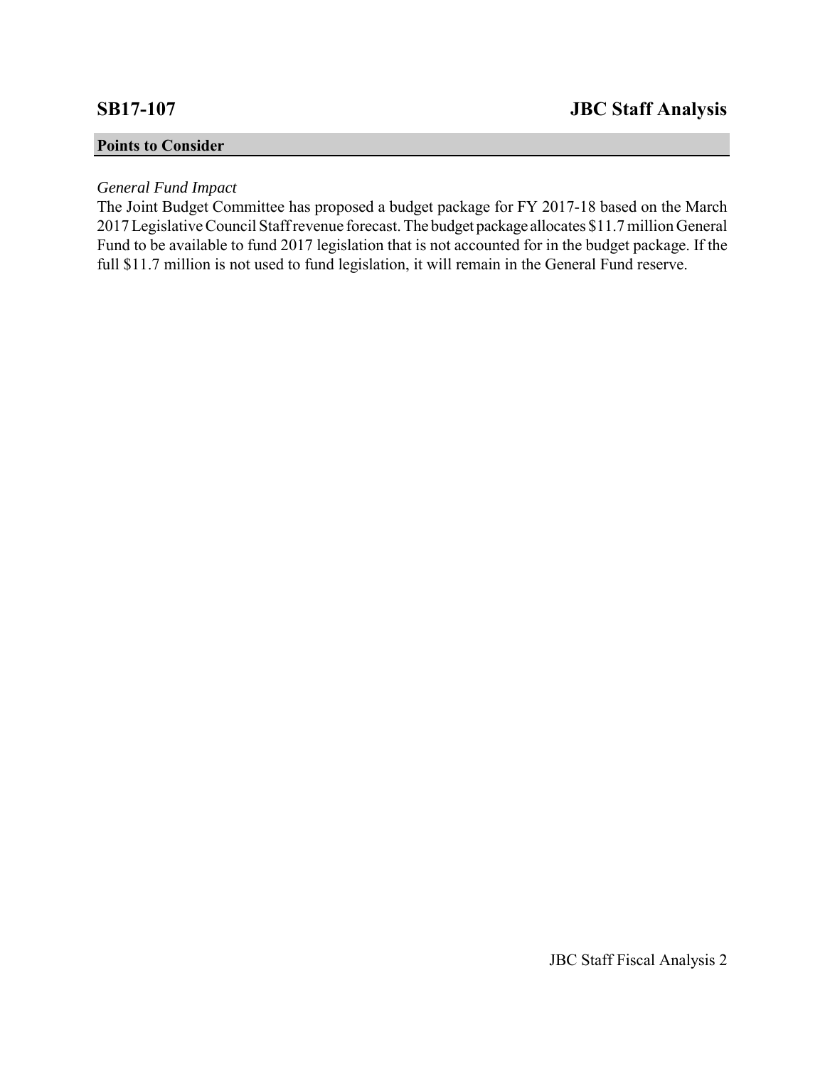## Points to Consider

*General Fund Impact*

The Joint Budget Committee has proposed a budget package for FY 2017-18 based on the March 2017 Legislative Council Staff revenue forecast. The budget package allocates $11.7 million General Fund to be available to fund 2017 legislation that is not accounted for in the budget package. If the full $11.7 million is not used to fund legislation, it will remain in the General Fund reserve.